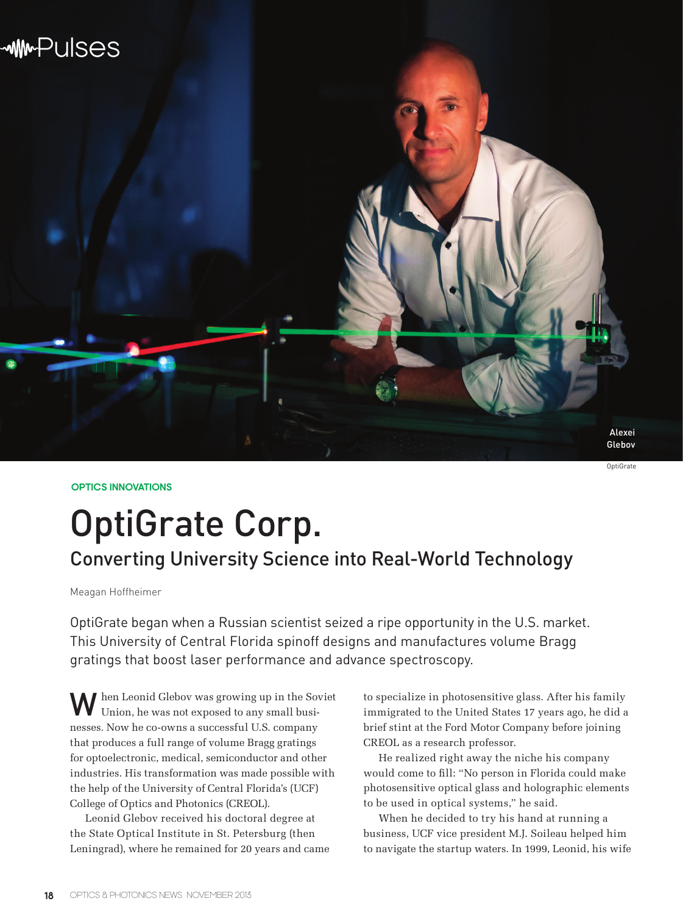Alexei Glebov

OptiGrate

OPTICS INNOVATIONS

# OptiGrate Corp.

## Converting University Science into Real-World Technology

Meagan Hoffheimer

OptiGrate began when a Russian scientist seized a ripe opportunity in the U.S. market. This University of Central Florida spinoff designs and manufactures volume Bragg gratings that boost laser performance and advance spectroscopy.

When Leonid Glebov was growing up in the Soviet Union, he was not exposed to any small businesses. Now he co-owns a successful U.S. company that produces a full range of volume Bragg gratings for optoelectronic, medical, semiconductor and other industries. His transformation was made possible with the help of the University of Central Florida's (UCF) College of Optics and Photonics (CREOL).

Leonid Glebov received his doctoral degree at the State Optical Institute in St. Petersburg (then Leningrad), where he remained for 20 years and came to specialize in photosensitive glass. After his family immigrated to the United States 17 years ago, he did a brief stint at the Ford Motor Company before joining CREOL as a research professor.

He realized right away the niche his company would come to fill: "No person in Florida could make photosensitive optical glass and holographic elements to be used in optical systems," he said.

When he decided to try his hand at running a business, UCF vice president M.J. Soileau helped him to navigate the startup waters. In 1999, Leonid, his wife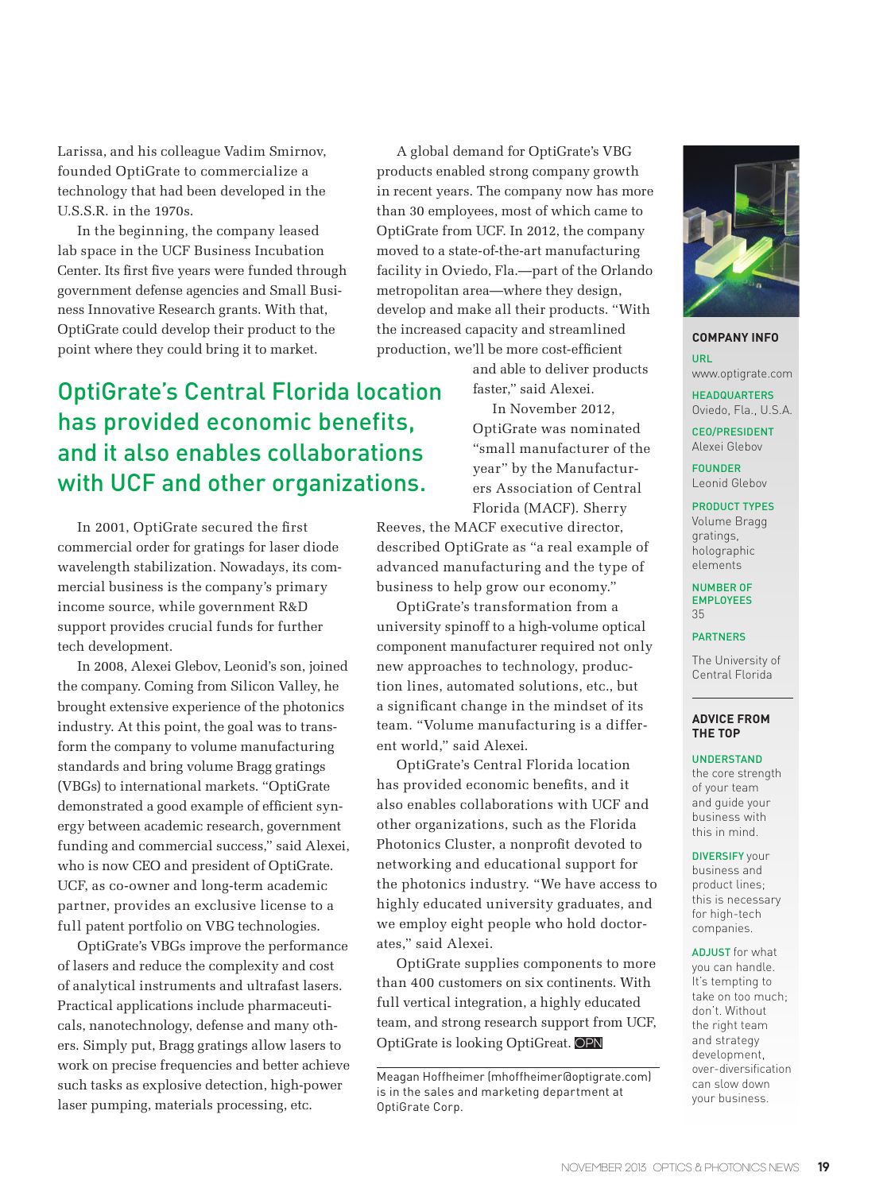Larissa, and his colleague Vadim Smirnov, founded OptiGrate to commercialize a technology that had been developed in the U.S.S.R. in the 1970s.

In the beginning, the company leased lab space in the UCF Business Incubation Center. Its first five years were funded through government defense agencies and Small Business Innovative Research grants. With that, OptiGrate could develop their product to the point where they could bring it to market.

> OptiGrate's Central Florida location has provided economic benefits, and it also enables collaborations with UCF and other organizations.

In 2001, OptiGrate secured the first commercial order for gratings for laser diode wavelength stabilization. Nowadays, its commercial business is the company's primary income source, while government R&D support provides crucial funds for further tech development.

In 2008, Alexei Glebov, Leonid's son, joined the company. Coming from Silicon Valley, he brought extensive experience of the photonics industry. At this point, the goal was to transform the company to volume manufacturing standards and bring volume Bragg gratings (VBGs) to international markets. "OptiGrate demonstrated a good example of efficient synergy between academic research, government funding and commercial success," said Alexei, who is now CEO and president of OptiGrate. UCF, as co-owner and long-term academic partner, provides an exclusive license to a full patent portfolio on VBG technologies.

OptiGrate's VBGs improve the performance of lasers and reduce the complexity and cost of analytical instruments and ultrafast lasers. Practical applications include pharmaceuticals, nanotechnology, defense and many others. Simply put, Bragg gratings allow lasers to work on precise frequencies and better achieve such tasks as explosive detection, high-power laser pumping, materials processing, etc.

A global demand for OptiGrate's VBG products enabled strong company growth in recent years. The company now has more than 30 employees, most of which came to OptiGrate from UCF. In 2012, the company moved to a state-of-the-art manufacturing facility in Oviedo, Fla.—part of the Orlando metropolitan area—where they design, develop and make all their products. "With the increased capacity and streamlined production, we'll be more cost-efficient and able to deliver products faster," said Alexei.

In November 2012, OptiGrate was nominated "small manufacturer of the year" by the Manufacturers Association of Central Florida (MACF). Sherry Reeves, the MACF executive director, described OptiGrate as "a real example of advanced manufacturing and the type of business to help grow our economy."

OptiGrate's transformation from a university spinoff to a high-volume optical component manufacturer required not only new approaches to technology, production lines, automated solutions, etc., but a significant change in the mindset of its team. "Volume manufacturing is a different world," said Alexei.

OptiGrate's Central Florida location has provided economic benefits, and it also enables collaborations with UCF and other organizations, such as the Florida Photonics Cluster, a nonprofit devoted to networking and educational support for the photonics industry. "We have access to highly educated university graduates, and we employ eight people who hold doctorates," said Alexei.

OptiGrate supplies components to more than 400 customers on six continents. With full vertical integration, a highly educated team, and strong research support from UCF, OptiGrate is looking OptiGreat. OPN

---

Meagan Hoffheimer (mhoffheimer@optigrate.com) is in the sales and marketing department at OptiGrate Corp.

### COMPANY INFO

**URL**
www.optigrate.com

**HEADQUARTERS**
Oviedo, Fla., U.S.A.

**CEO/PRESIDENT**
Alexei Glebov

**FOUNDER**
Leonid Glebov

**PRODUCT TYPES**
Volume Bragg gratings, holographic elements

**NUMBER OF EMPLOYEES**
35

**PARTNERS**
The University of Central Florida

### ADVICE FROM THE TOP

**UNDERSTAND** the core strength of your team and guide your business with this in mind.

**DIVERSIFY** your business and product lines; this is necessary for high-tech companies.

**ADJUST** for what you can handle. It's tempting to take on too much; don't. Without the right team and strategy development, over-diversification can slow down your business.